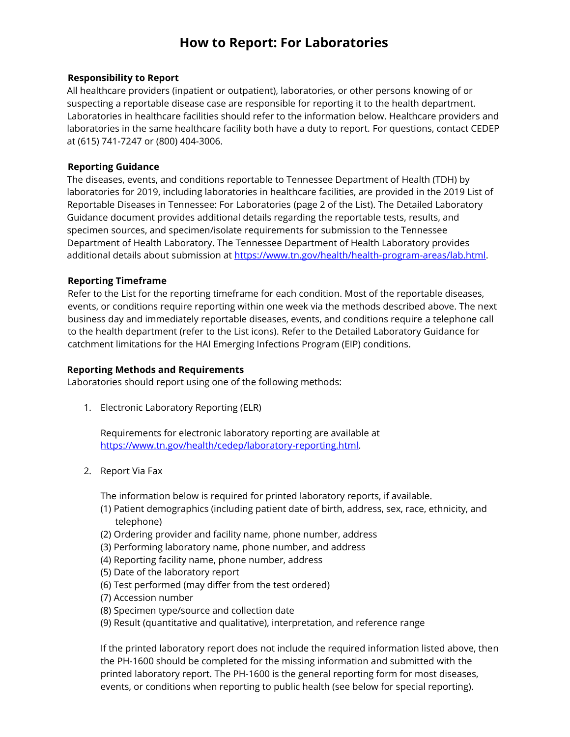# How to Report: For Laboratories

### Responsibility to Report

All healthcare providers (inpatient or outpatient), laboratories, or other persons knowing of or suspecting a reportable disease case are responsible for reporting it to the health department. Laboratories in healthcare facilities should refer to the information below. Healthcare providers and laboratories in the same healthcare facility both have a duty to report. For questions, contact CEDEP at (615) 741-7247 or (800) 404-3006.

### Reporting Guidance

The diseases, events, and conditions reportable to Tennessee Department of Health (TDH) by laboratories for 2019, including laboratories in healthcare facilities, are provided in the 2019 List of Reportable Diseases in Tennessee: For Laboratories (page 2 of the List). The Detailed Laboratory Guidance document provides additional details regarding the reportable tests, results, and specimen sources, and specimen/isolate requirements for submission to the Tennessee Department of Health Laboratory. The Tennessee Department of Health Laboratory provides additional details about submission at https://www.tn.gov/health/health-program-areas/lab.html.

### Reporting Timeframe

Refer to the List for the reporting timeframe for each condition. Most of the reportable diseases, events, or conditions require reporting within one week via the methods described above. The next business day and immediately reportable diseases, events, and conditions require a telephone call to the health department (refer to the List icons). Refer to the Detailed Laboratory Guidance for catchment limitations for the HAI Emerging Infections Program (EIP) conditions.

### Reporting Methods and Requirements

Laboratories should report using one of the following methods:

1. Electronic Laboratory Reporting (ELR)

   Requirements for electronic laboratory reporting are available at https://www.tn.gov/health/cedep/laboratory-reporting.html.

2. Report Via Fax

   The information below is required for printed laboratory reports, if available.
   (1) Patient demographics (including patient date of birth, address, sex, race, ethnicity, and telephone)
   (2) Ordering provider and facility name, phone number, address
   (3) Performing laboratory name, phone number, and address
   (4) Reporting facility name, phone number, address
   (5) Date of the laboratory report
   (6) Test performed (may differ from the test ordered)
   (7) Accession number
   (8) Specimen type/source and collection date
   (9) Result (quantitative and qualitative), interpretation, and reference range

   If the printed laboratory report does not include the required information listed above, then the PH-1600 should be completed for the missing information and submitted with the printed laboratory report. The PH-1600 is the general reporting form for most diseases, events, or conditions when reporting to public health (see below for special reporting).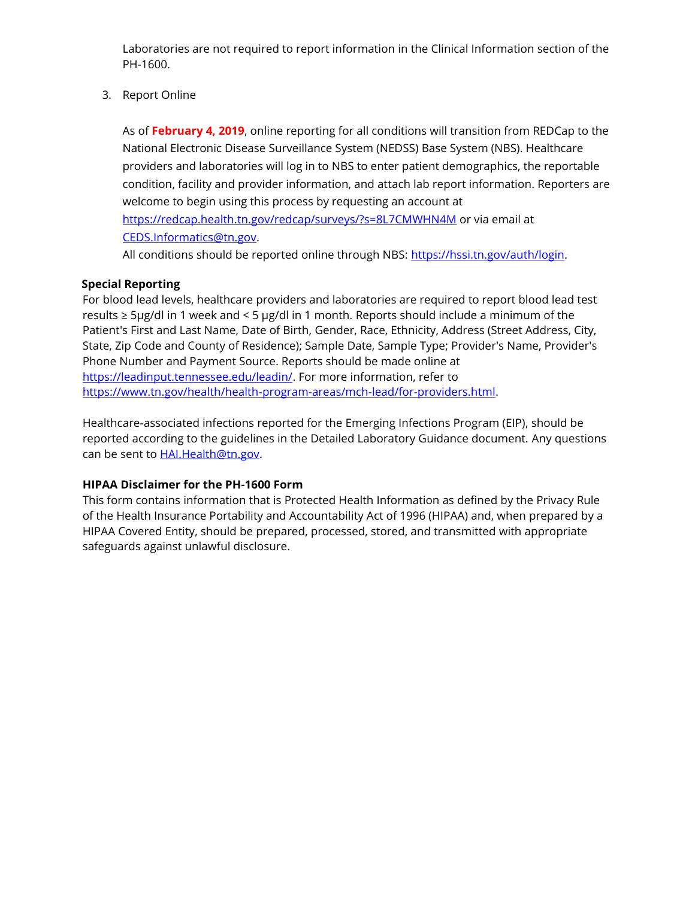Laboratories are not required to report information in the Clinical Information section of the PH-1600.

3. Report Online

   As of **February 4, 2019**, online reporting for all conditions will transition from REDCap to the National Electronic Disease Surveillance System (NEDSS) Base System (NBS). Healthcare providers and laboratories will log in to NBS to enter patient demographics, the reportable condition, facility and provider information, and attach lab report information. Reporters are welcome to begin using this process by requesting an account at https://redcap.health.tn.gov/redcap/surveys/?s=8L7CMWHN4M or via email at CEDS.Informatics@tn.gov.
   All conditions should be reported online through NBS: https://hssi.tn.gov/auth/login.

**Special Reporting**

For blood lead levels, healthcare providers and laboratories are required to report blood lead test results ≥ 5μg/dl in 1 week and < 5 μg/dl in 1 month. Reports should include a minimum of the Patient's First and Last Name, Date of Birth, Gender, Race, Ethnicity, Address (Street Address, City, State, Zip Code and County of Residence); Sample Date, Sample Type; Provider's Name, Provider's Phone Number and Payment Source. Reports should be made online at https://leadinput.tennessee.edu/leadin/. For more information, refer to https://www.tn.gov/health/health-program-areas/mch-lead/for-providers.html.

Healthcare-associated infections reported for the Emerging Infections Program (EIP), should be reported according to the guidelines in the Detailed Laboratory Guidance document. Any questions can be sent to HAI.Health@tn.gov.

**HIPAA Disclaimer for the PH-1600 Form**

This form contains information that is Protected Health Information as defined by the Privacy Rule of the Health Insurance Portability and Accountability Act of 1996 (HIPAA) and, when prepared by a HIPAA Covered Entity, should be prepared, processed, stored, and transmitted with appropriate safeguards against unlawful disclosure.